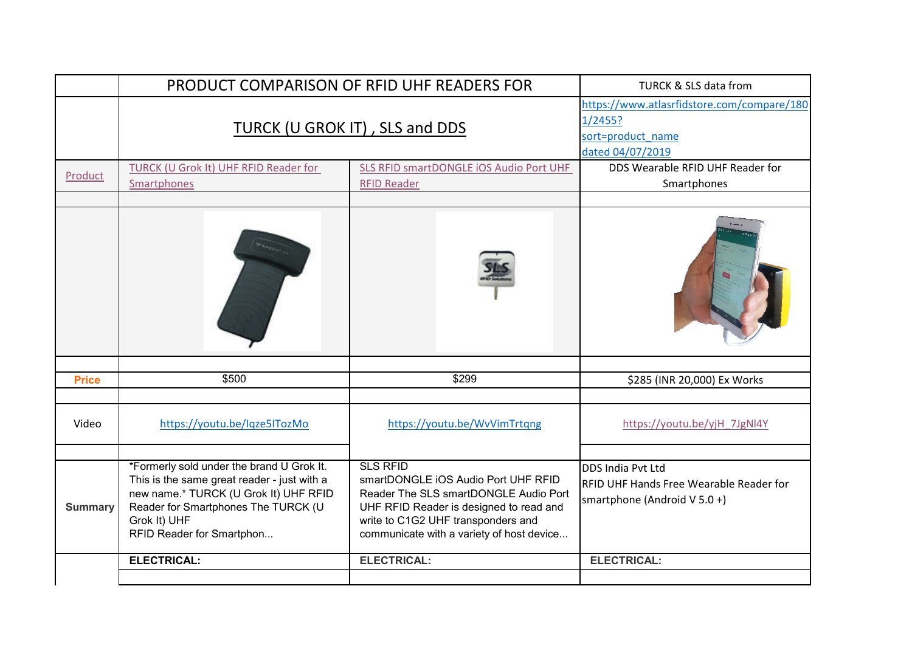| | PRODUCT COMPARISON OF RFID UHF READERS FOR | | TURCK & SLS data from |
|---|---|---|---|
| | TURCK (U GROK IT) , SLS and DDS | | https://www.atlasrfidstore.com/compare/1801/2455?sort=product_name dated 04/07/2019 |
| Product | TURCK (U Grok It) UHF RFID Reader for Smartphones | SLS RFID smartDONGLE iOS Audio Port UHF RFID Reader | DDS Wearable RFID UHF Reader for Smartphones |
| | | | |
| | | | |
| | | | |
| **Price** | $500 | $299 | $285 (INR 20,000) Ex Works |
| | | | |
| Video | https://youtu.be/Iqze5ITozMo | https://youtu.be/WvVimTrtqng | https://youtu.be/yjH_7JgNl4Y |
| | | | |
| **Summary** | *Formerly sold under the brand U Grok It. This is the same great reader - just with a new name.* TURCK (U Grok It) UHF RFID Reader for Smartphones The TURCK (U Grok It) UHF RFID Reader for Smartphon... | SLS RFID smartDONGLE iOS Audio Port UHF RFID Reader The SLS smartDONGLE Audio Port UHF RFID Reader is designed to read and write to C1G2 UHF transponders and communicate with a variety of host device... | DDS India Pvt Ltd RFID UHF Hands Free Wearable Reader for smartphone (Android V 5.0 +) |
| | **ELECTRICAL:** | **ELECTRICAL:** | **ELECTRICAL:** |
| | | | |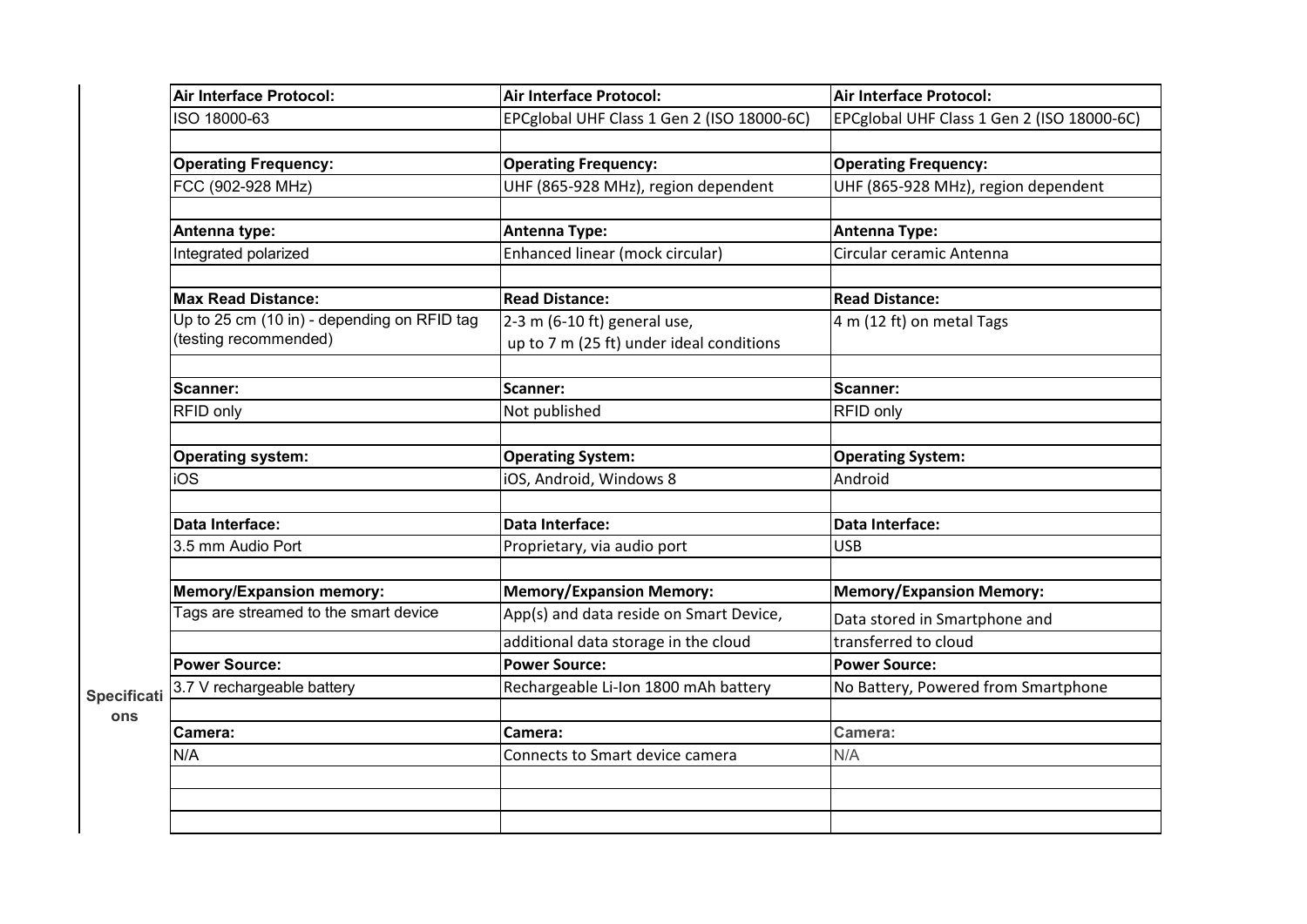| | | | |
|---|---|---|---|
| | **Air Interface Protocol:** | **Air Interface Protocol:** | **Air Interface Protocol:** |
| | ISO 18000-63 | EPCglobal UHF Class 1 Gen 2 (ISO 18000-6C) | EPCglobal UHF Class 1 Gen 2 (ISO 18000-6C) |
| | | | |
| | **Operating Frequency:** | **Operating Frequency:** | **Operating Frequency:** |
| | FCC (902-928 MHz) | UHF (865-928 MHz), region dependent | UHF (865-928 MHz), region dependent |
| | | | |
| | **Antenna type:** | **Antenna Type:** | **Antenna Type:** |
| | Integrated polarized | Enhanced linear (mock circular) | Circular ceramic Antenna |
| | | | |
| | **Max Read Distance:** | **Read Distance:** | **Read Distance:** |
| | Up to 25 cm (10 in) - depending on RFID tag (testing recommended) | 2-3 m (6-10 ft) general use, up to 7 m (25 ft) under ideal conditions | 4 m (12 ft) on metal Tags |
| | | | |
| | **Scanner:** | **Scanner:** | **Scanner:** |
| | RFID only | Not published | RFID only |
| | | | |
| | **Operating system:** | **Operating System:** | **Operating System:** |
| | iOS | iOS, Android, Windows 8 | Android |
| | | | |
| | **Data Interface:** | **Data Interface:** | **Data Interface:** |
| | 3.5 mm Audio Port | Proprietary, via audio port | USB |
| | | | |
| | **Memory/Expansion memory:** | **Memory/Expansion Memory:** | **Memory/Expansion Memory:** |
| | Tags are streamed to the smart device | App(s) and data reside on Smart Device, | Data stored in Smartphone and |
| | | additional data storage in the cloud | transferred to cloud |
| | **Power Source:** | **Power Source:** | **Power Source:** |
| **Specifications** | 3.7 V rechargeable battery | Rechargeable Li-Ion 1800 mAh battery | No Battery, Powered from Smartphone |
| | | | |
| | **Camera:** | **Camera:** | **Camera:** |
| | N/A | Connects to Smart device camera | N/A |
| | | | |
| | | | |
| | | | |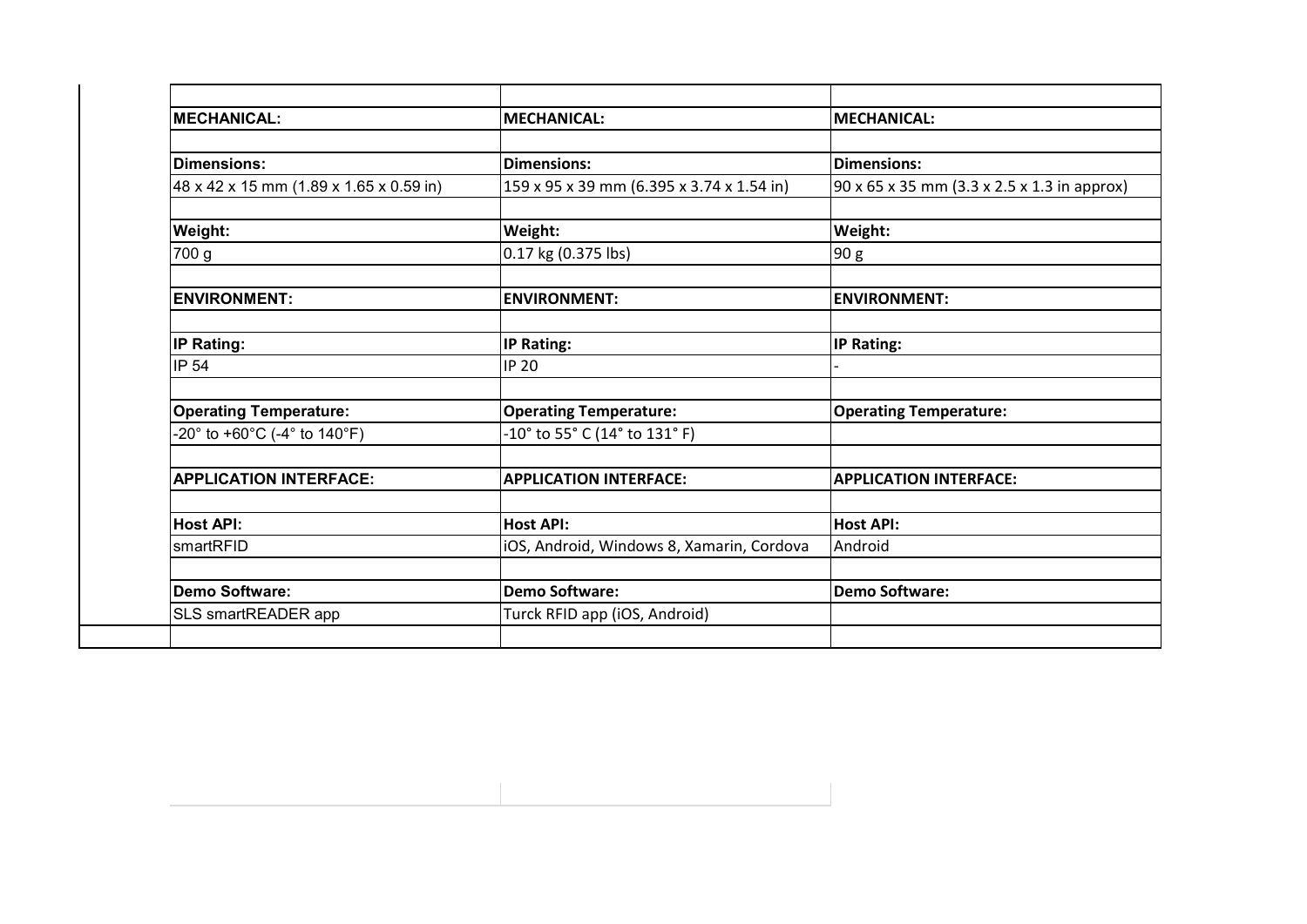| | | |
|---|---|---|
| **MECHANICAL:** | **MECHANICAL:** | **MECHANICAL:** |
| | | |
| **Dimensions:** | **Dimensions:** | **Dimensions:** |
| 48 x 42 x 15 mm (1.89 x 1.65 x 0.59 in) | 159 x 95 x 39 mm (6.395 x 3.74 x 1.54 in) | 90 x 65 x 35 mm (3.3 x 2.5 x 1.3 in approx) |
| | | |
| **Weight:** | **Weight:** | **Weight:** |
| 700 g | 0.17 kg (0.375 lbs) | 90 g |
| | | |
| **ENVIRONMENT:** | **ENVIRONMENT:** | **ENVIRONMENT:** |
| | | |
| **IP Rating:** | **IP Rating:** | **IP Rating:** |
| IP 54 | IP 20 | - |
| | | |
| **Operating Temperature:** | **Operating Temperature:** | **Operating Temperature:** |
| -20° to +60°C (-4° to 140°F) | -10° to 55° C (14° to 131° F) | |
| | | |
| **APPLICATION INTERFACE:** | **APPLICATION INTERFACE:** | **APPLICATION INTERFACE:** |
| | | |
| **Host API:** | **Host API:** | **Host API:** |
| smartRFID | iOS, Android, Windows 8, Xamarin, Cordova | Android |
| | | |
| **Demo Software:** | **Demo Software:** | **Demo Software:** |
| SLS smartREADER app | Turck RFID app (iOS, Android) | |
| | | |